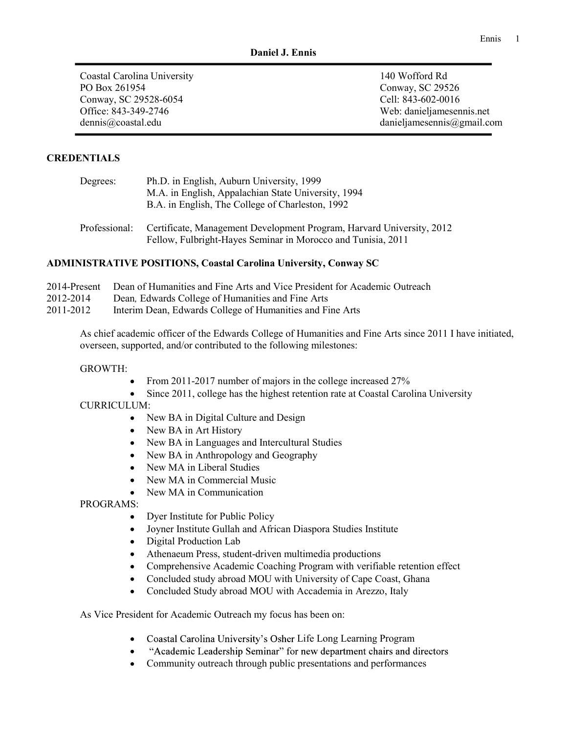# Daniel J. Ennis

Coastal Carolina University
PO Box 261954
Conway, SC 29528-6054
Office: 843-349-2746
dennis@coastal.edu

140 Wofford Rd
Conway, SC 29526
Cell: 843-602-0016
Web: danieljamesennis.net
danieljamesennis@gmail.com

## CREDENTIALS

| | |
|---|---|
| Degrees: | Ph.D. in English, Auburn University, 1999<br>M.A. in English, Appalachian State University, 1994<br>B.A. in English, The College of Charleston, 1992 |
| Professional: | Certificate, Management Development Program, Harvard University, 2012<br>Fellow, Fulbright-Hayes Seminar in Morocco and Tunisia, 2011 |

## ADMINISTRATIVE POSITIONS, Coastal Carolina University, Conway SC

| | |
|---|---|
| 2014-Present | Dean of Humanities and Fine Arts and Vice President for Academic Outreach |
| 2012-2014 | Dean, Edwards College of Humanities and Fine Arts |
| 2011-2012 | Interim Dean, Edwards College of Humanities and Fine Arts |

As chief academic officer of the Edwards College of Humanities and Fine Arts since 2011 I have initiated, overseen, supported, and/or contributed to the following milestones:

GROWTH:

- From 2011-2017 number of majors in the college increased 27%
- Since 2011, college has the highest retention rate at Coastal Carolina University

CURRICULUM:

- New BA in Digital Culture and Design
- New BA in Art History
- New BA in Languages and Intercultural Studies
- New BA in Anthropology and Geography
- New MA in Liberal Studies
- New MA in Commercial Music
- New MA in Communication

PROGRAMS:

- Dyer Institute for Public Policy
- Joyner Institute Gullah and African Diaspora Studies Institute
- Digital Production Lab
- Athenaeum Press, student-driven multimedia productions
- Comprehensive Academic Coaching Program with verifiable retention effect
- Concluded study abroad MOU with University of Cape Coast, Ghana
- Concluded Study abroad MOU with Accademia in Arezzo, Italy

As Vice President for Academic Outreach my focus has been on:

- Coastal Carolina University's Osher Life Long Learning Program
- "Academic Leadership Seminar" for new department chairs and directors
- Community outreach through public presentations and performances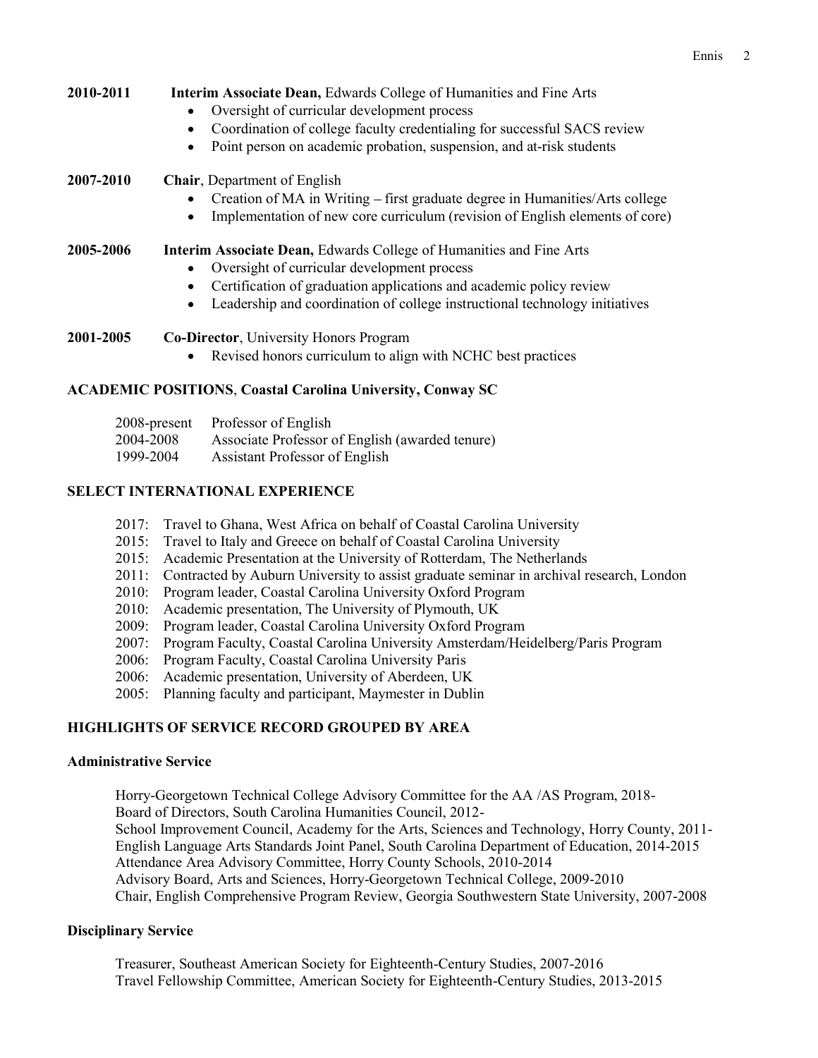**2010-2011** **Interim Associate Dean,** Edwards College of Humanities and Fine Arts

- Oversight of curricular development process
- Coordination of college faculty credentialing for successful SACS review
- Point person on academic probation, suspension, and at-risk students

**2007-2010** **Chair**, Department of English

- Creation of MA in Writing – first graduate degree in Humanities/Arts college
- Implementation of new core curriculum (revision of English elements of core)

**2005-2006** **Interim Associate Dean,** Edwards College of Humanities and Fine Arts

- Oversight of curricular development process
- Certification of graduation applications and academic policy review
- Leadership and coordination of college instructional technology initiatives

**2001-2005** **Co-Director**, University Honors Program

- Revised honors curriculum to align with NCHC best practices

## ACADEMIC POSITIONS, Coastal Carolina University, Conway SC

| | |
|---|---|
| 2008-present | Professor of English |
| 2004-2008 | Associate Professor of English (awarded tenure) |
| 1999-2004 | Assistant Professor of English |

## SELECT INTERNATIONAL EXPERIENCE

2017: Travel to Ghana, West Africa on behalf of Coastal Carolina University
2015: Travel to Italy and Greece on behalf of Coastal Carolina University
2015: Academic Presentation at the University of Rotterdam, The Netherlands
2011: Contracted by Auburn University to assist graduate seminar in archival research, London
2010: Program leader, Coastal Carolina University Oxford Program
2010: Academic presentation, The University of Plymouth, UK
2009: Program leader, Coastal Carolina University Oxford Program
2007: Program Faculty, Coastal Carolina University Amsterdam/Heidelberg/Paris Program
2006: Program Faculty, Coastal Carolina University Paris
2006: Academic presentation, University of Aberdeen, UK
2005: Planning faculty and participant, Maymester in Dublin

## HIGHLIGHTS OF SERVICE RECORD GROUPED BY AREA

### Administrative Service

Horry-Georgetown Technical College Advisory Committee for the AA /AS Program, 2018-
Board of Directors, South Carolina Humanities Council, 2012-
School Improvement Council, Academy for the Arts, Sciences and Technology, Horry County, 2011-
English Language Arts Standards Joint Panel, South Carolina Department of Education, 2014-2015
Attendance Area Advisory Committee, Horry County Schools, 2010-2014
Advisory Board, Arts and Sciences, Horry-Georgetown Technical College, 2009-2010
Chair, English Comprehensive Program Review, Georgia Southwestern State University, 2007-2008

### Disciplinary Service

Treasurer, Southeast American Society for Eighteenth-Century Studies, 2007-2016
Travel Fellowship Committee, American Society for Eighteenth-Century Studies, 2013-2015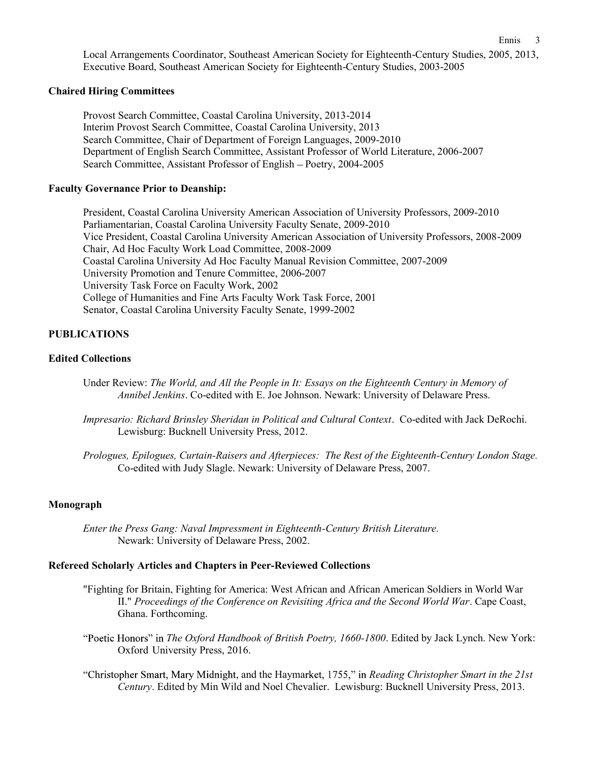Local Arrangements Coordinator, Southeast American Society for Eighteenth-Century Studies, 2005, 2013,
Executive Board, Southeast American Society for Eighteenth-Century Studies, 2003-2005

### Chaired Hiring Committees

Provost Search Committee, Coastal Carolina University, 2013-2014
Interim Provost Search Committee, Coastal Carolina University, 2013
Search Committee, Chair of Department of Foreign Languages, 2009-2010
Department of English Search Committee, Assistant Professor of World Literature, 2006-2007
Search Committee, Assistant Professor of English – Poetry, 2004-2005

### Faculty Governance Prior to Deanship:

President, Coastal Carolina University American Association of University Professors, 2009-2010
Parliamentarian, Coastal Carolina University Faculty Senate, 2009-2010
Vice President, Coastal Carolina University American Association of University Professors, 2008-2009
Chair, Ad Hoc Faculty Work Load Committee, 2008-2009
Coastal Carolina University Ad Hoc Faculty Manual Revision Committee, 2007-2009
University Promotion and Tenure Committee, 2006-2007
University Task Force on Faculty Work, 2002
College of Humanities and Fine Arts Faculty Work Task Force, 2001
Senator, Coastal Carolina University Faculty Senate, 1999-2002

## PUBLICATIONS

### Edited Collections

Under Review: *The World, and All the People in It: Essays on the Eighteenth Century in Memory of Annibel Jenkins*. Co-edited with E. Joe Johnson. Newark: University of Delaware Press.

*Impresario: Richard Brinsley Sheridan in Political and Cultural Context*. Co-edited with Jack DeRochi. Lewisburg: Bucknell University Press, 2012.

*Prologues, Epilogues, Curtain-Raisers and Afterpieces: The Rest of the Eighteenth-Century London Stage.* Co-edited with Judy Slagle. Newark: University of Delaware Press, 2007.

### Monograph

*Enter the Press Gang: Naval Impressment in Eighteenth-Century British Literature.* Newark: University of Delaware Press, 2002.

### Refereed Scholarly Articles and Chapters in Peer-Reviewed Collections

"Fighting for Britain, Fighting for America: West African and African American Soldiers in World War II." *Proceedings of the Conference on Revisiting Africa and the Second World War*. Cape Coast, Ghana. Forthcoming.

"Poetic Honors" in *The Oxford Handbook of British Poetry, 1660-1800*. Edited by Jack Lynch. New York: Oxford University Press, 2016.

"Christopher Smart, Mary Midnight, and the Haymarket, 1755," in *Reading Christopher Smart in the 21st Century*. Edited by Min Wild and Noel Chevalier. Lewisburg: Bucknell University Press, 2013.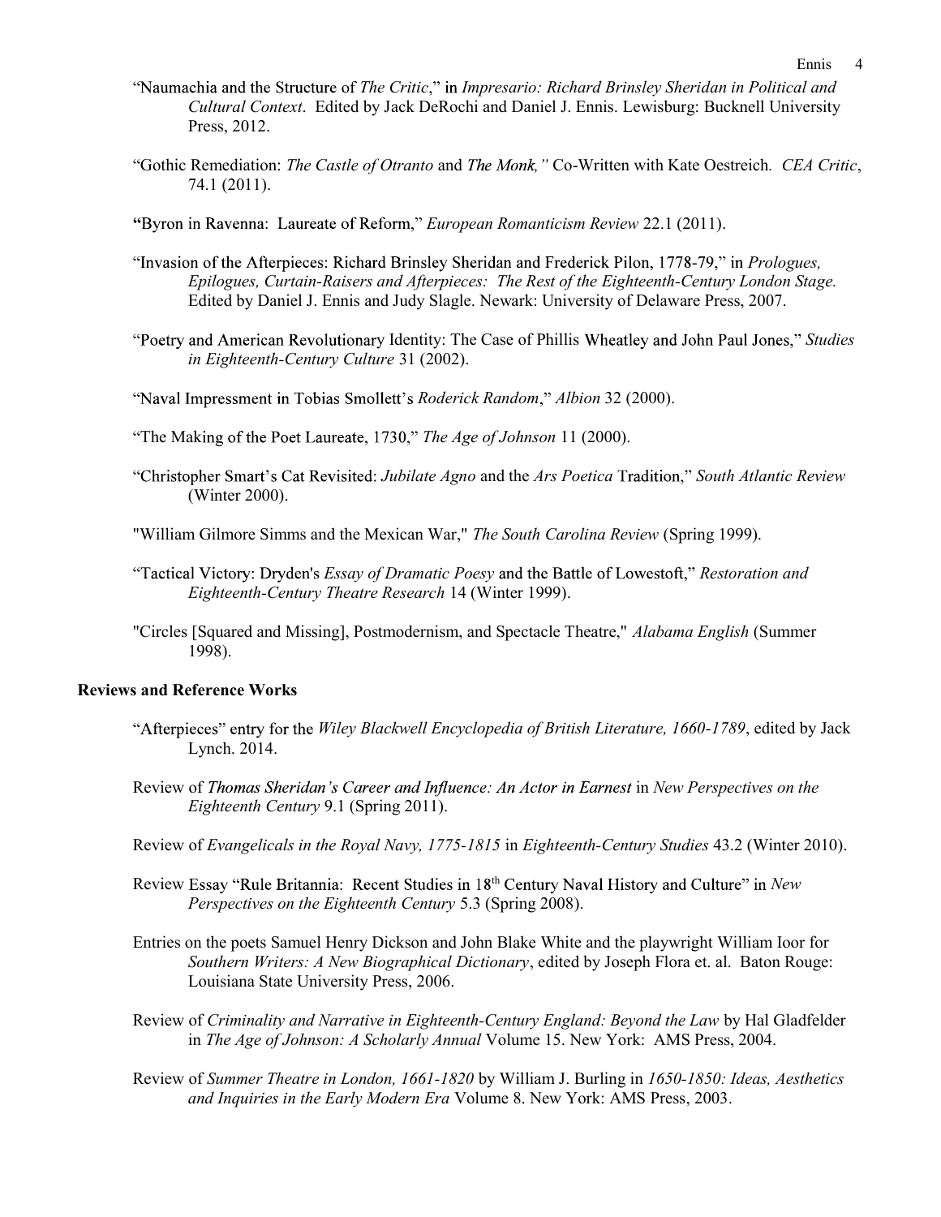"Naumachia and the Structure of *The Critic*," in *Impresario: Richard Brinsley Sheridan in Political and Cultural Context*. Edited by Jack DeRochi and Daniel J. Ennis. Lewisburg: Bucknell University Press, 2012.

"Gothic Remediation: *The Castle of Otranto* and *The Monk*," Co-Written with Kate Oestreich. *CEA Critic*, 74.1 (2011).

"Byron in Ravenna: Laureate of Reform," *European Romanticism Review* 22.1 (2011).

"Invasion of the Afterpieces: Richard Brinsley Sheridan and Frederick Pilon, 1778-79," in *Prologues, Epilogues, Curtain-Raisers and Afterpieces: The Rest of the Eighteenth-Century London Stage.* Edited by Daniel J. Ennis and Judy Slagle. Newark: University of Delaware Press, 2007.

"Poetry and American Revolutionary Identity: The Case of Phillis Wheatley and John Paul Jones," *Studies in Eighteenth-Century Culture* 31 (2002).

"Naval Impressment in Tobias Smollett's *Roderick Random*," *Albion* 32 (2000).

"The Making of the Poet Laureate, 1730," *The Age of Johnson* 11 (2000).

"Christopher Smart's Cat Revisited: *Jubilate Agno* and the *Ars Poetica* Tradition," *South Atlantic Review* (Winter 2000).

"William Gilmore Simms and the Mexican War," *The South Carolina Review* (Spring 1999).

"Tactical Victory: Dryden's *Essay of Dramatic Poesy* and the Battle of Lowestoft," *Restoration and Eighteenth-Century Theatre Research* 14 (Winter 1999).

"Circles [Squared and Missing], Postmodernism, and Spectacle Theatre," *Alabama English* (Summer 1998).

### Reviews and Reference Works

"Afterpieces" entry for the *Wiley Blackwell Encyclopedia of British Literature, 1660-1789*, edited by Jack Lynch. 2014.

Review of *Thomas Sheridan's Career and Influence: An Actor in Earnest* in *New Perspectives on the Eighteenth Century* 9.1 (Spring 2011).

Review of *Evangelicals in the Royal Navy, 1775-1815* in *Eighteenth-Century Studies* 43.2 (Winter 2010).

Review Essay "Rule Britannia: Recent Studies in 18th Century Naval History and Culture" in *New Perspectives on the Eighteenth Century* 5.3 (Spring 2008).

Entries on the poets Samuel Henry Dickson and John Blake White and the playwright William Ioor for *Southern Writers: A New Biographical Dictionary*, edited by Joseph Flora et. al. Baton Rouge: Louisiana State University Press, 2006.

Review of *Criminality and Narrative in Eighteenth-Century England: Beyond the Law* by Hal Gladfelder in *The Age of Johnson: A Scholarly Annual* Volume 15. New York: AMS Press, 2004.

Review of *Summer Theatre in London, 1661-1820* by William J. Burling in *1650-1850: Ideas, Aesthetics and Inquiries in the Early Modern Era* Volume 8. New York: AMS Press, 2003.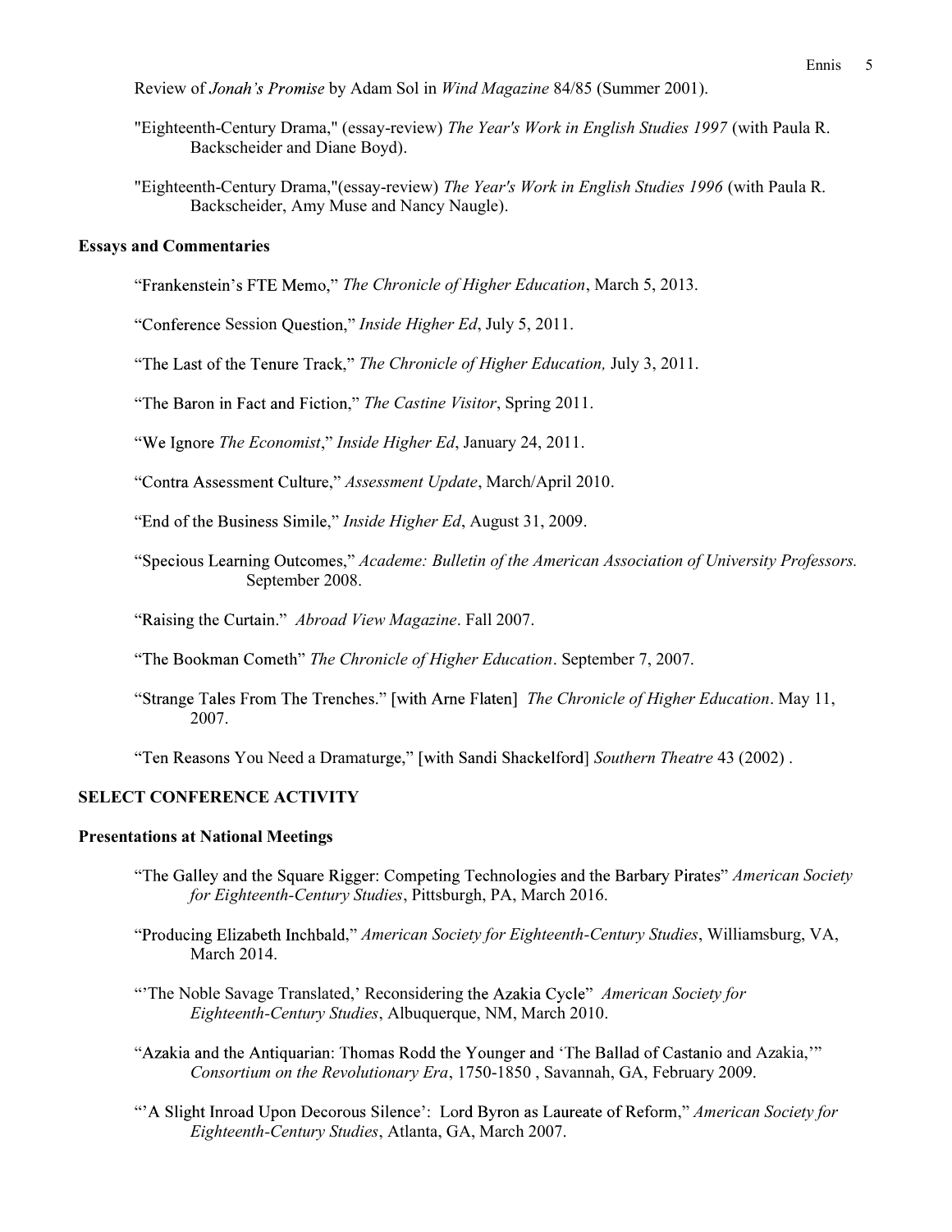Review of *Jonah's Promise* by Adam Sol in *Wind Magazine* 84/85 (Summer 2001).

"Eighteenth-Century Drama," (essay-review) *The Year's Work in English Studies 1997* (with Paula R. Backscheider and Diane Boyd).

"Eighteenth-Century Drama,"(essay-review) *The Year's Work in English Studies 1996* (with Paula R. Backscheider, Amy Muse and Nancy Naugle).

### Essays and Commentaries

"Frankenstein's FTE Memo," *The Chronicle of Higher Education*, March 5, 2013.

"Conference Session Question," *Inside Higher Ed*, July 5, 2011.

"The Last of the Tenure Track," *The Chronicle of Higher Education,* July 3, 2011.

"The Baron in Fact and Fiction," *The Castine Visitor*, Spring 2011.

"We Ignore *The Economist*," *Inside Higher Ed*, January 24, 2011.

"Contra Assessment Culture," *Assessment Update*, March/April 2010.

"End of the Business Simile," *Inside Higher Ed*, August 31, 2009.

"Specious Learning Outcomes," *Academe: Bulletin of the American Association of University Professors.* September 2008.

"Raising the Curtain." *Abroad View Magazine*. Fall 2007.

"The Bookman Cometh" *The Chronicle of Higher Education*. September 7, 2007.

"Strange Tales From The Trenches." [with Arne Flaten] *The Chronicle of Higher Education*. May 11, 2007.

"Ten Reasons You Need a Dramaturge," [with Sandi Shackelford] *Southern Theatre* 43 (2002) .

## SELECT CONFERENCE ACTIVITY

### Presentations at National Meetings

"The Galley and the Square Rigger: Competing Technologies and the Barbary Pirates" *American Society for Eighteenth-Century Studies*, Pittsburgh, PA, March 2016.

"Producing Elizabeth Inchbald," *American Society for Eighteenth-Century Studies*, Williamsburg, VA, March 2014.

"'The Noble Savage Translated,' Reconsidering the Azakia Cycle" *American Society for Eighteenth-Century Studies*, Albuquerque, NM, March 2010.

"Azakia and the Antiquarian: Thomas Rodd the Younger and 'The Ballad of Castanio and Azakia,'" *Consortium on the Revolutionary Era*, 1750-1850 , Savannah, GA, February 2009.

"'A Slight Inroad Upon Decorous Silence': Lord Byron as Laureate of Reform," *American Society for Eighteenth-Century Studies*, Atlanta, GA, March 2007.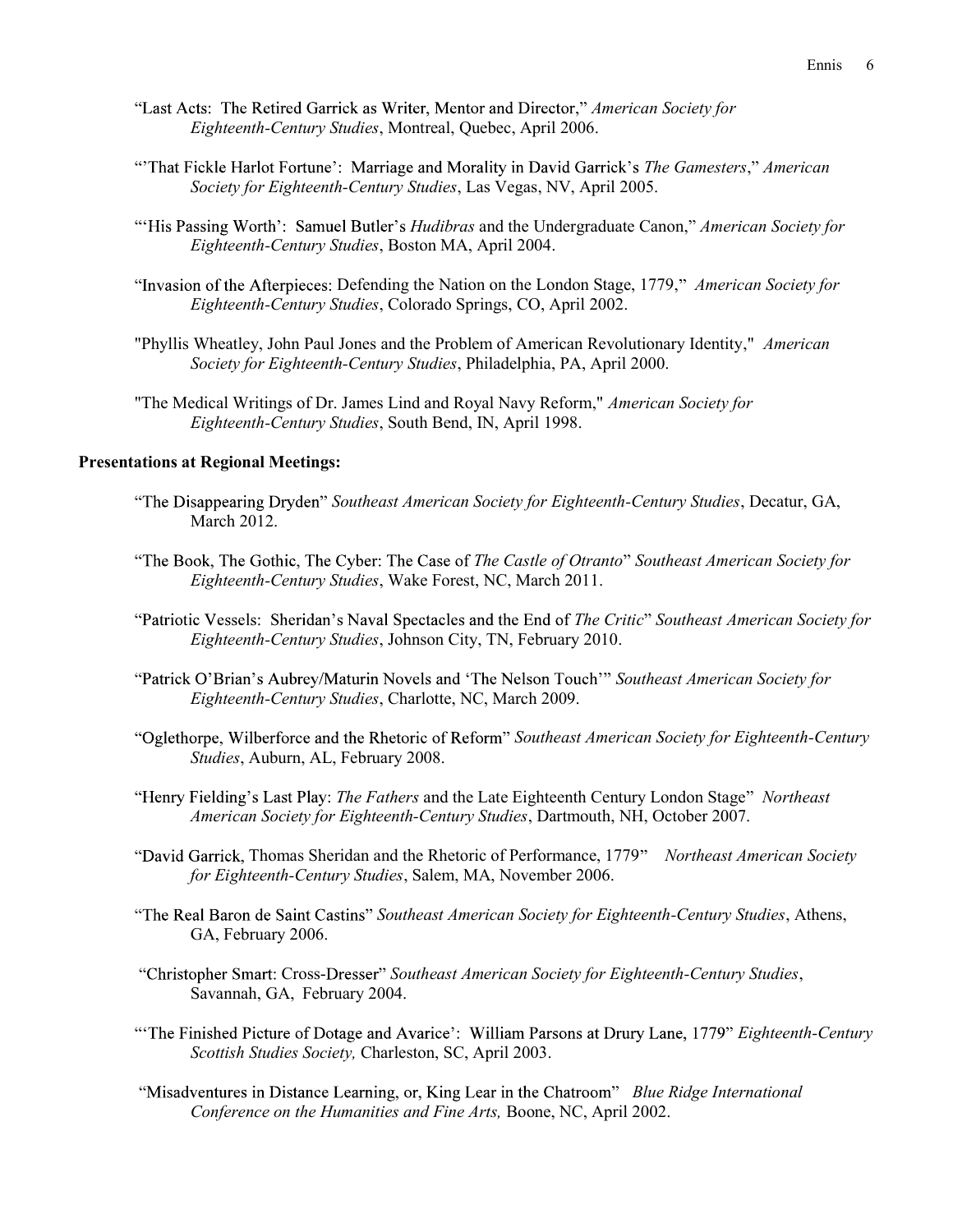"Last Acts: The Retired Garrick as Writer, Mentor and Director," *American Society for Eighteenth-Century Studies*, Montreal, Quebec, April 2006.

"'That Fickle Harlot Fortune': Marriage and Morality in David Garrick's *The Gamesters*," *American Society for Eighteenth-Century Studies*, Las Vegas, NV, April 2005.

"'His Passing Worth': Samuel Butler's *Hudibras* and the Undergraduate Canon," *American Society for Eighteenth-Century Studies*, Boston MA, April 2004.

"Invasion of the Afterpieces: Defending the Nation on the London Stage, 1779," *American Society for Eighteenth-Century Studies*, Colorado Springs, CO, April 2002.

"Phyllis Wheatley, John Paul Jones and the Problem of American Revolutionary Identity," *American Society for Eighteenth-Century Studies*, Philadelphia, PA, April 2000.

"The Medical Writings of Dr. James Lind and Royal Navy Reform," *American Society for Eighteenth-Century Studies*, South Bend, IN, April 1998.

**Presentations at Regional Meetings:**

"The Disappearing Dryden" *Southeast American Society for Eighteenth-Century Studies*, Decatur, GA, March 2012.

"The Book, The Gothic, The Cyber: The Case of *The Castle of Otranto*" *Southeast American Society for Eighteenth-Century Studies*, Wake Forest, NC, March 2011.

"Patriotic Vessels: Sheridan's Naval Spectacles and the End of *The Critic*" *Southeast American Society for Eighteenth-Century Studies*, Johnson City, TN, February 2010.

"Patrick O'Brian's Aubrey/Maturin Novels and 'The Nelson Touch'" *Southeast American Society for Eighteenth-Century Studies*, Charlotte, NC, March 2009.

"Oglethorpe, Wilberforce and the Rhetoric of Reform" *Southeast American Society for Eighteenth-Century Studies*, Auburn, AL, February 2008.

"Henry Fielding's Last Play: *The Fathers* and the Late Eighteenth Century London Stage" *Northeast American Society for Eighteenth-Century Studies*, Dartmouth, NH, October 2007.

"David Garrick, Thomas Sheridan and the Rhetoric of Performance, 1779" *Northeast American Society for Eighteenth-Century Studies*, Salem, MA, November 2006.

"The Real Baron de Saint Castins" *Southeast American Society for Eighteenth-Century Studies*, Athens, GA, February 2006.

"Christopher Smart: Cross-Dresser" *Southeast American Society for Eighteenth-Century Studies*, Savannah, GA, February 2004.

"'The Finished Picture of Dotage and Avarice': William Parsons at Drury Lane, 1779" *Eighteenth-Century Scottish Studies Society,* Charleston, SC, April 2003.

"Misadventures in Distance Learning, or, King Lear in the Chatroom" *Blue Ridge International Conference on the Humanities and Fine Arts,* Boone, NC, April 2002.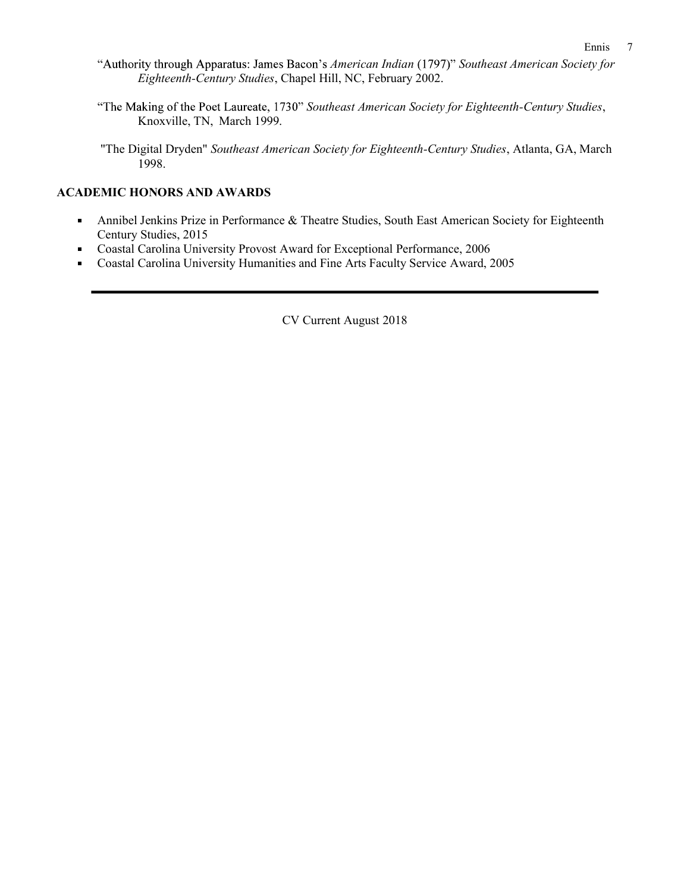"Authority through Apparatus: James Bacon's *American Indian* (1797)" *Southeast American Society for Eighteenth-Century Studies*, Chapel Hill, NC, February 2002.

"The Making of the Poet Laureate, 1730" *Southeast American Society for Eighteenth-Century Studies*, Knoxville, TN, March 1999.

"The Digital Dryden" *Southeast American Society for Eighteenth-Century Studies*, Atlanta, GA, March 1998.

## ACADEMIC HONORS AND AWARDS

- Annibel Jenkins Prize in Performance & Theatre Studies, South East American Society for Eighteenth Century Studies, 2015
- Coastal Carolina University Provost Award for Exceptional Performance, 2006
- Coastal Carolina University Humanities and Fine Arts Faculty Service Award, 2005

---

CV Current August 2018